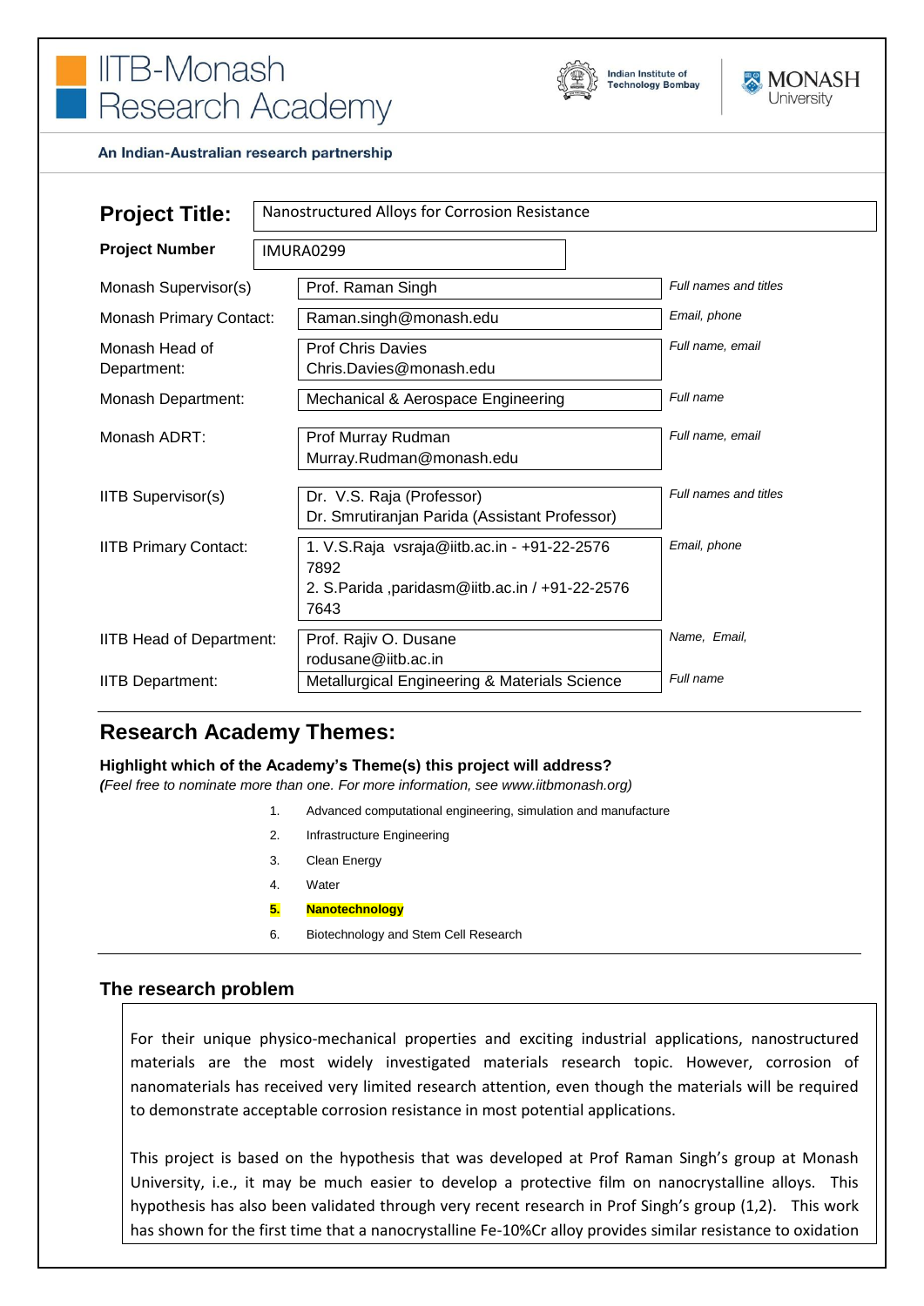# IITB-Monash Research Academy

Indian Institute of Technology Bombay | MONASH University

**An Indian-Australian research partnership**

| | | |
|---|---|---|
| **Project Title:** | Nanostructured Alloys for Corrosion Resistance | |
| **Project Number** | IMURA0299 | |
| Monash Supervisor(s) | Prof. Raman Singh | *Full names and titles* |
| Monash Primary Contact: | Raman.singh@monash.edu | *Email, phone* |
| Monash Head of Department: | Prof Chris Davies Chris.Davies@monash.edu | *Full name, email* |
| Monash Department: | Mechanical & Aerospace Engineering | *Full name* |
| Monash ADRT: | Prof Murray Rudman Murray.Rudman@monash.edu | *Full name, email* |
| IITB Supervisor(s) | Dr. V.S. Raja (Professor) Dr. Smrutiranjan Parida (Assistant Professor) | *Full names and titles* |
| IITB Primary Contact: | 1. V.S.Raja vsraja@iitb.ac.in - +91-22-2576 7892 2. S.Parida ,paridasm@iitb.ac.in / +91-22-2576 7643 | *Email, phone* |
| IITB Head of Department: | Prof. Rajiv O. Dusane rodusane@iitb.ac.in | *Name, Email,* |
| IITB Department: | Metallurgical Engineering & Materials Science | *Full name* |

## Research Academy Themes:

**Highlight which of the Academy's Theme(s) this project will address?**

***(****Feel free to nominate more than one. For more information, see www.iitbmonash.org)*

1. Advanced computational engineering, simulation and manufacture
2. Infrastructure Engineering
3. Clean Energy
4. Water
5. **Nanotechnology**
6. Biotechnology and Stem Cell Research

### The research problem

For their unique physico-mechanical properties and exciting industrial applications, nanostructured materials are the most widely investigated materials research topic. However, corrosion of nanomaterials has received very limited research attention, even though the materials will be required to demonstrate acceptable corrosion resistance in most potential applications.

This project is based on the hypothesis that was developed at Prof Raman Singh's group at Monash University, i.e., it may be much easier to develop a protective film on nanocrystalline alloys. This hypothesis has also been validated through very recent research in Prof Singh's group (1,2). This work has shown for the first time that a nanocrystalline Fe-10%Cr alloy provides similar resistance to oxidation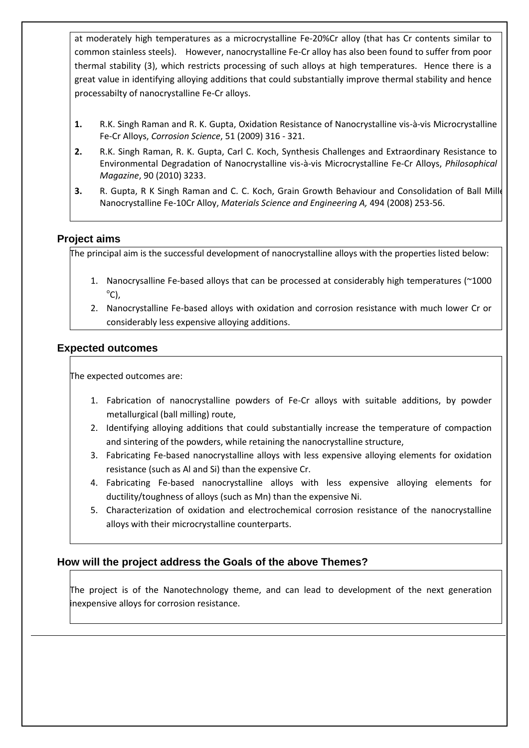at moderately high temperatures as a microcrystalline Fe-20%Cr alloy (that has Cr contents similar to common stainless steels). However, nanocrystalline Fe-Cr alloy has also been found to suffer from poor thermal stability (3), which restricts processing of such alloys at high temperatures. Hence there is a great value in identifying alloying additions that could substantially improve thermal stability and hence processabilty of nanocrystalline Fe-Cr alloys.

1. R.K. Singh Raman and R. K. Gupta, Oxidation Resistance of Nanocrystalline vis-à-vis Microcrystalline Fe-Cr Alloys, *Corrosion Science*, 51 (2009) 316 - 321.
2. R.K. Singh Raman, R. K. Gupta, Carl C. Koch, Synthesis Challenges and Extraordinary Resistance to Environmental Degradation of Nanocrystalline vis-à-vis Microcrystalline Fe-Cr Alloys, *Philosophical Magazine*, 90 (2010) 3233.
3. R. Gupta, R K Singh Raman and C. C. Koch, Grain Growth Behaviour and Consolidation of Ball Mille Nanocrystalline Fe-10Cr Alloy, *Materials Science and Engineering A,* 494 (2008) 253-56.

## Project aims

The principal aim is the successful development of nanocrystalline alloys with the properties listed below:

1. Nanocrysalline Fe-based alloys that can be processed at considerably high temperatures (~1000 $^{o}$C),
2. Nanocrystalline Fe-based alloys with oxidation and corrosion resistance with much lower Cr or considerably less expensive alloying additions.

## Expected outcomes

The expected outcomes are:

1. Fabrication of nanocrystalline powders of Fe-Cr alloys with suitable additions, by powder metallurgical (ball milling) route,
2. Identifying alloying additions that could substantially increase the temperature of compaction and sintering of the powders, while retaining the nanocrystalline structure,
3. Fabricating Fe-based nanocrystalline alloys with less expensive alloying elements for oxidation resistance (such as Al and Si) than the expensive Cr.
4. Fabricating Fe-based nanocrystalline alloys with less expensive alloying elements for ductility/toughness of alloys (such as Mn) than the expensive Ni.
5. Characterization of oxidation and electrochemical corrosion resistance of the nanocrystalline alloys with their microcrystalline counterparts.

## How will the project address the Goals of the above Themes?

The project is of the Nanotechnology theme, and can lead to development of the next generation inexpensive alloys for corrosion resistance.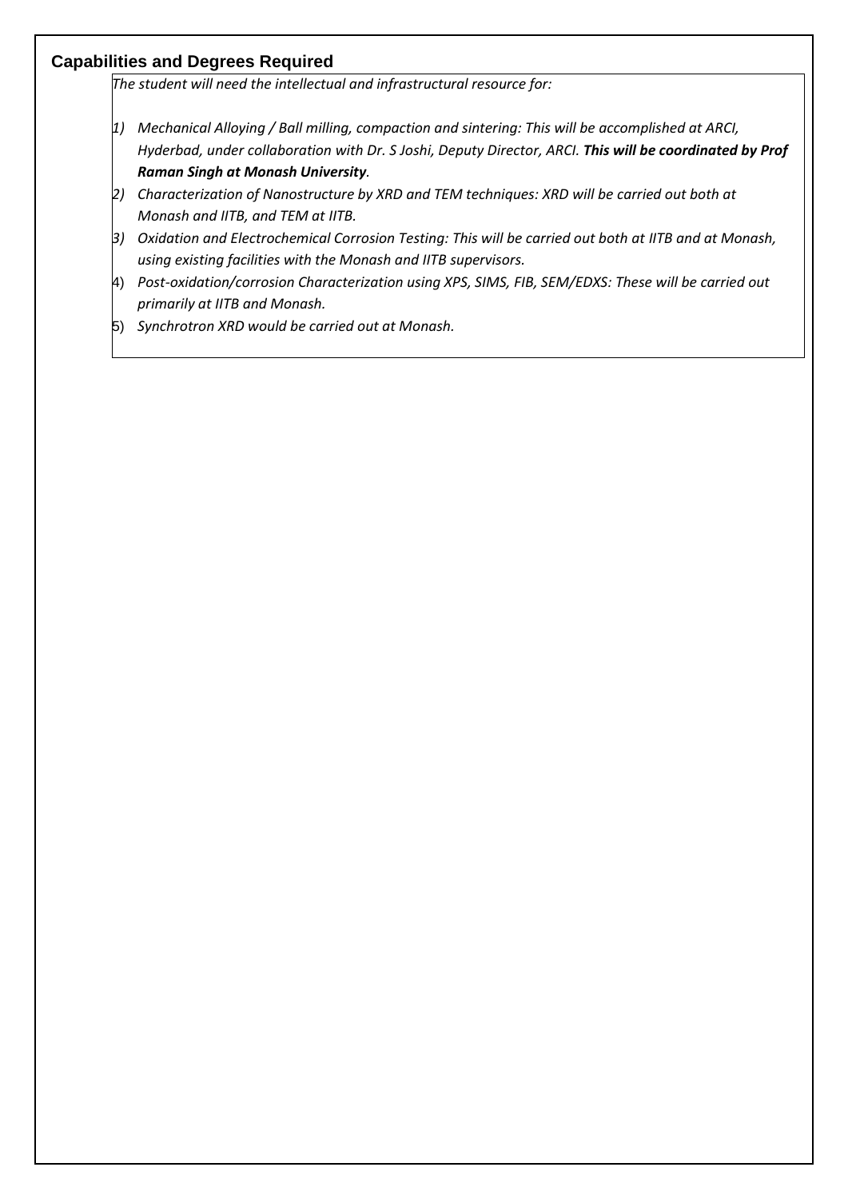## Capabilities and Degrees Required

*The student will need the intellectual and infrastructural resource for:*

1) *Mechanical Alloying / Ball milling, compaction and sintering: This will be accomplished at ARCI, Hyderbad, under collaboration with Dr. S Joshi, Deputy Director, ARCI. **This will be coordinated by Prof Raman Singh at Monash University**.*
2) *Characterization of Nanostructure by XRD and TEM techniques: XRD will be carried out both at Monash and IITB, and TEM at IITB.*
3) *Oxidation and Electrochemical Corrosion Testing: This will be carried out both at IITB and at Monash, using existing facilities with the Monash and IITB supervisors.*
4) *Post-oxidation/corrosion Characterization using XPS, SIMS, FIB, SEM/EDXS: These will be carried out primarily at IITB and Monash.*
5) *Synchrotron XRD would be carried out at Monash.*